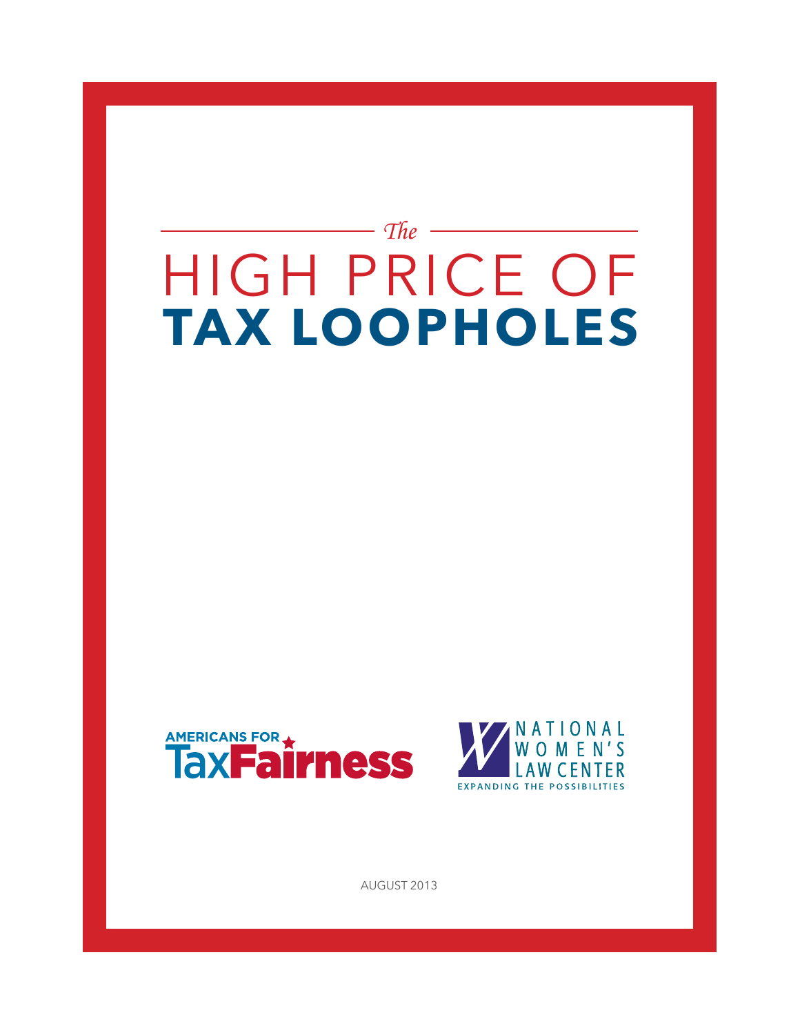# *The* HIGH PRICE OF **TAX LOOPHOLES**

AMERICANS FOR TaxFairness

NATIONAL WOMEN'S LAW CENTER
EXPANDING THE POSSIBILITIES

AUGUST 2013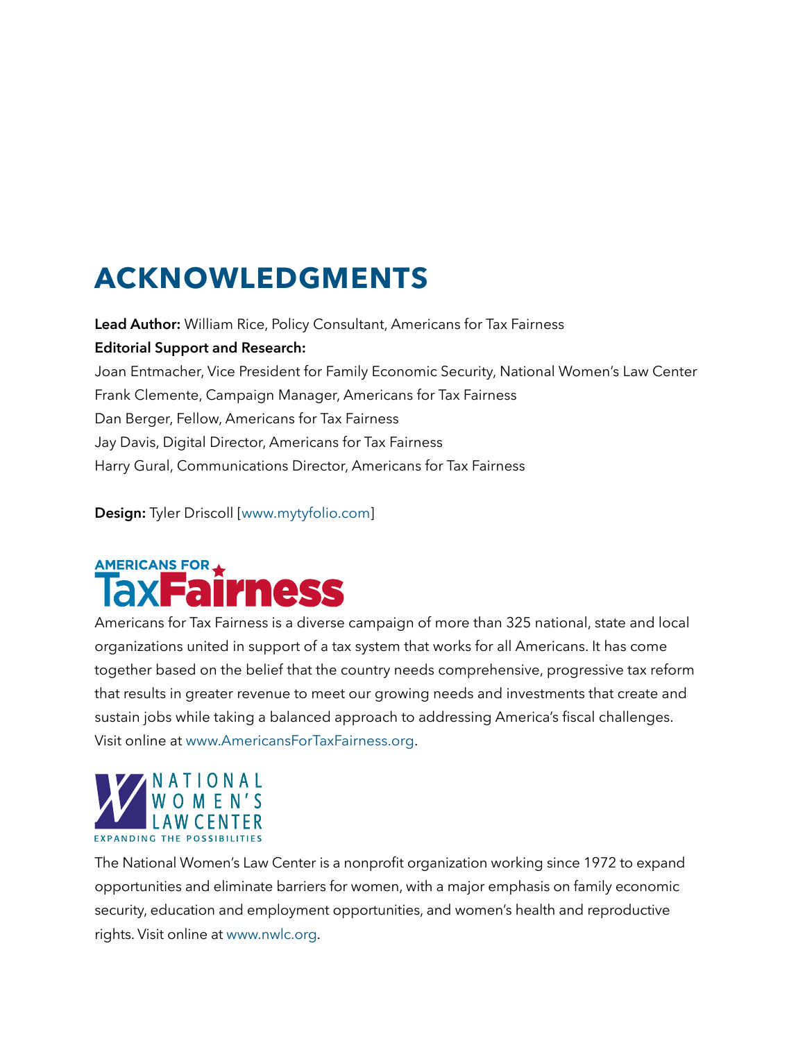# ACKNOWLEDGMENTS

**Lead Author:** William Rice, Policy Consultant, Americans for Tax Fairness

**Editorial Support and Research:**

Joan Entmacher, Vice President for Family Economic Security, National Women's Law Center
Frank Clemente, Campaign Manager, Americans for Tax Fairness
Dan Berger, Fellow, Americans for Tax Fairness
Jay Davis, Digital Director, Americans for Tax Fairness
Harry Gural, Communications Director, Americans for Tax Fairness

**Design:** Tyler Driscoll [www.mytyfolio.com]

AMERICANS FOR TaxFairness

Americans for Tax Fairness is a diverse campaign of more than 325 national, state and local organizations united in support of a tax system that works for all Americans. It has come together based on the belief that the country needs comprehensive, progressive tax reform that results in greater revenue to meet our growing needs and investments that create and sustain jobs while taking a balanced approach to addressing America's fiscal challenges. Visit online at www.AmericansForTaxFairness.org.

NATIONAL WOMEN'S LAW CENTER
EXPANDING THE POSSIBILITIES

The National Women's Law Center is a nonprofit organization working since 1972 to expand opportunities and eliminate barriers for women, with a major emphasis on family economic security, education and employment opportunities, and women's health and reproductive rights. Visit online at www.nwlc.org.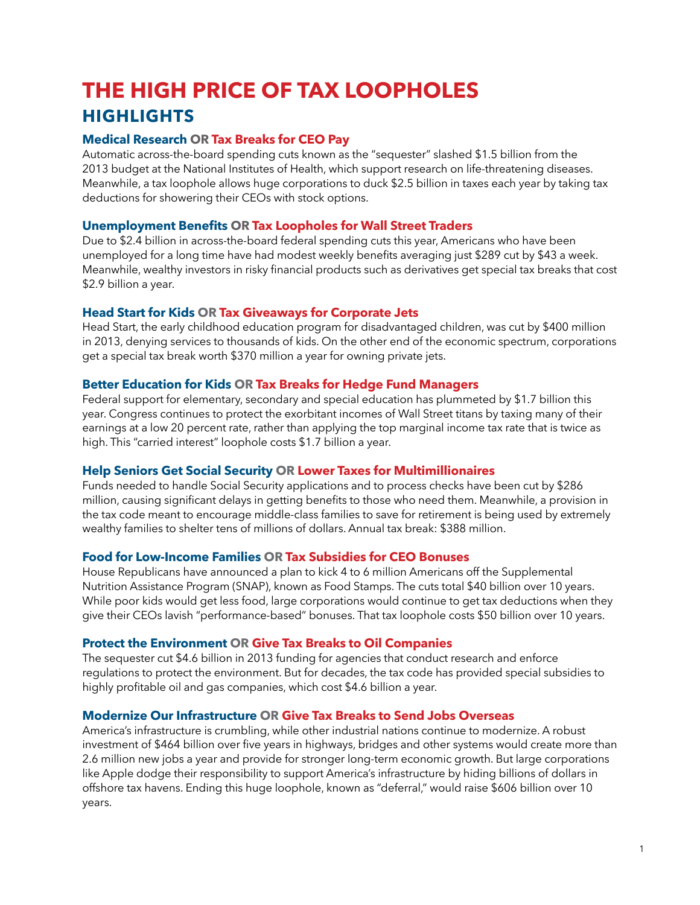# THE HIGH PRICE OF TAX LOOPHOLES

## HIGHLIGHTS

### Medical Research OR Tax Breaks for CEO Pay

Automatic across-the-board spending cuts known as the "sequester" slashed $1.5 billion from the 2013 budget at the National Institutes of Health, which support research on life-threatening diseases. Meanwhile, a tax loophole allows huge corporations to duck $2.5 billion in taxes each year by taking tax deductions for showering their CEOs with stock options.

### Unemployment Benefits OR Tax Loopholes for Wall Street Traders

Due to $2.4 billion in across-the-board federal spending cuts this year, Americans who have been unemployed for a long time have had modest weekly benefits averaging just $289 cut by $43 a week. Meanwhile, wealthy investors in risky financial products such as derivatives get special tax breaks that cost $2.9 billion a year.

### Head Start for Kids OR Tax Giveaways for Corporate Jets

Head Start, the early childhood education program for disadvantaged children, was cut by $400 million in 2013, denying services to thousands of kids. On the other end of the economic spectrum, corporations get a special tax break worth $370 million a year for owning private jets.

### Better Education for Kids OR Tax Breaks for Hedge Fund Managers

Federal support for elementary, secondary and special education has plummeted by $1.7 billion this year. Congress continues to protect the exorbitant incomes of Wall Street titans by taxing many of their earnings at a low 20 percent rate, rather than applying the top marginal income tax rate that is twice as high. This "carried interest" loophole costs $1.7 billion a year.

### Help Seniors Get Social Security OR Lower Taxes for Multimillionaires

Funds needed to handle Social Security applications and to process checks have been cut by $286 million, causing significant delays in getting benefits to those who need them. Meanwhile, a provision in the tax code meant to encourage middle-class families to save for retirement is being used by extremely wealthy families to shelter tens of millions of dollars. Annual tax break: $388 million.

### Food for Low-Income Families OR Tax Subsidies for CEO Bonuses

House Republicans have announced a plan to kick 4 to 6 million Americans off the Supplemental Nutrition Assistance Program (SNAP), known as Food Stamps. The cuts total $40 billion over 10 years. While poor kids would get less food, large corporations would continue to get tax deductions when they give their CEOs lavish "performance-based" bonuses. That tax loophole costs $50 billion over 10 years.

### Protect the Environment OR Give Tax Breaks to Oil Companies

The sequester cut $4.6 billion in 2013 funding for agencies that conduct research and enforce regulations to protect the environment. But for decades, the tax code has provided special subsidies to highly profitable oil and gas companies, which cost $4.6 billion a year.

### Modernize Our Infrastructure OR Give Tax Breaks to Send Jobs Overseas

America's infrastructure is crumbling, while other industrial nations continue to modernize. A robust investment of $464 billion over five years in highways, bridges and other systems would create more than 2.6 million new jobs a year and provide for stronger long-term economic growth. But large corporations like Apple dodge their responsibility to support America's infrastructure by hiding billions of dollars in offshore tax havens. Ending this huge loophole, known as "deferral," would raise $606 billion over 10 years.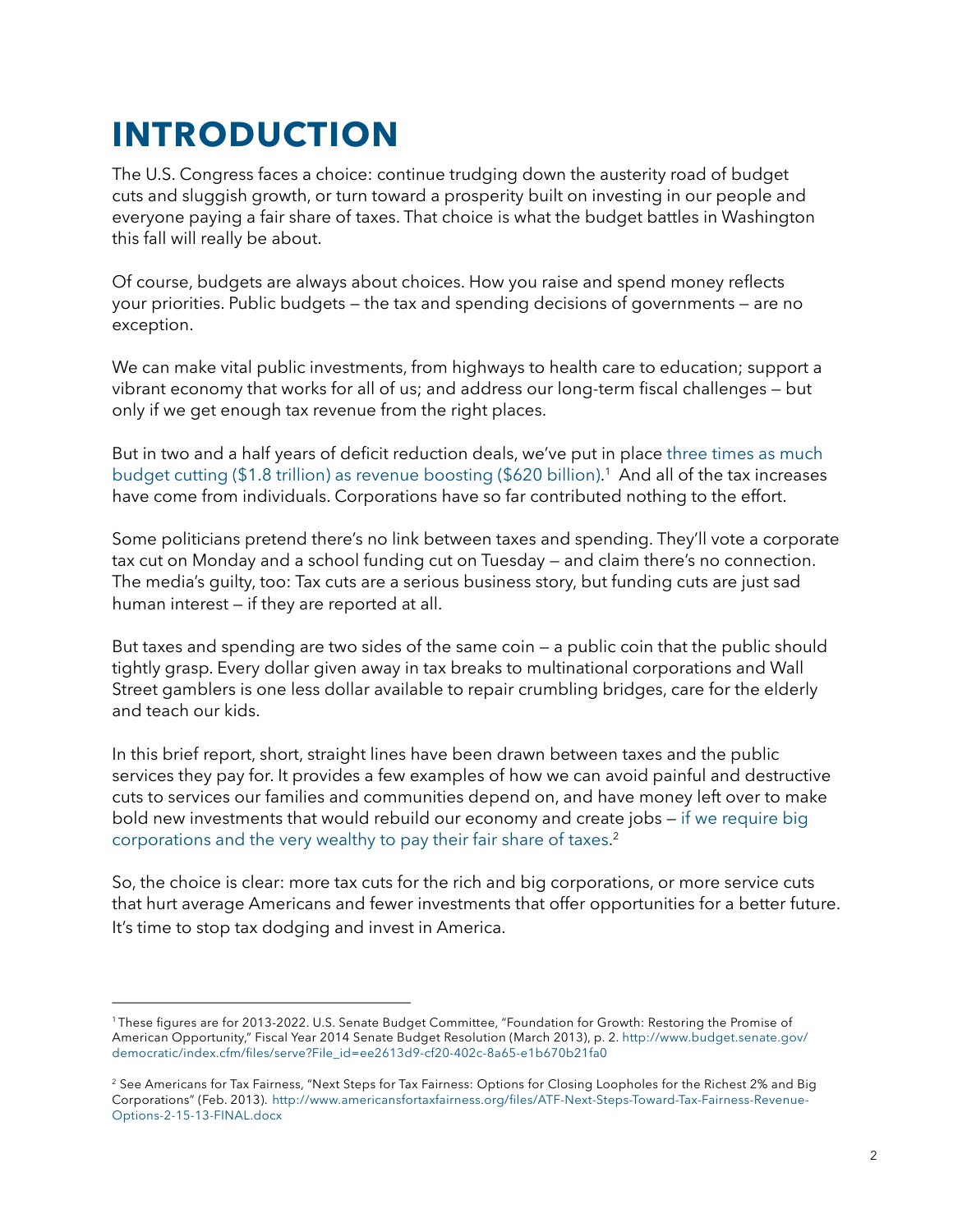# INTRODUCTION

The U.S. Congress faces a choice: continue trudging down the austerity road of budget cuts and sluggish growth, or turn toward a prosperity built on investing in our people and everyone paying a fair share of taxes. That choice is what the budget battles in Washington this fall will really be about.

Of course, budgets are always about choices. How you raise and spend money reflects your priorities. Public budgets — the tax and spending decisions of governments — are no exception.

We can make vital public investments, from highways to health care to education; support a vibrant economy that works for all of us; and address our long-term fiscal challenges — but only if we get enough tax revenue from the right places.

But in two and a half years of deficit reduction deals, we've put in place three times as much budget cutting ($1.8 trillion) as revenue boosting ($620 billion).[1] And all of the tax increases have come from individuals. Corporations have so far contributed nothing to the effort.

Some politicians pretend there's no link between taxes and spending. They'll vote a corporate tax cut on Monday and a school funding cut on Tuesday — and claim there's no connection. The media's guilty, too: Tax cuts are a serious business story, but funding cuts are just sad human interest — if they are reported at all.

But taxes and spending are two sides of the same coin — a public coin that the public should tightly grasp. Every dollar given away in tax breaks to multinational corporations and Wall Street gamblers is one less dollar available to repair crumbling bridges, care for the elderly and teach our kids.

In this brief report, short, straight lines have been drawn between taxes and the public services they pay for. It provides a few examples of how we can avoid painful and destructive cuts to services our families and communities depend on, and have money left over to make bold new investments that would rebuild our economy and create jobs — if we require big corporations and the very wealthy to pay their fair share of taxes.[2]

So, the choice is clear: more tax cuts for the rich and big corporations, or more service cuts that hurt average Americans and fewer investments that offer opportunities for a better future. It's time to stop tax dodging and invest in America.

---

[1] These figures are for 2013-2022. U.S. Senate Budget Committee, "Foundation for Growth: Restoring the Promise of American Opportunity," Fiscal Year 2014 Senate Budget Resolution (March 2013), p. 2. http://www.budget.senate.gov/democratic/index.cfm/files/serve?File_id=ee2613d9-cf20-402c-8a65-e1b670b21fa0

[2] See Americans for Tax Fairness, "Next Steps for Tax Fairness: Options for Closing Loopholes for the Richest 2% and Big Corporations" (Feb. 2013). http://www.americansfortaxfairness.org/files/ATF-Next-Steps-Toward-Tax-Fairness-Revenue-Options-2-15-13-FINAL.docx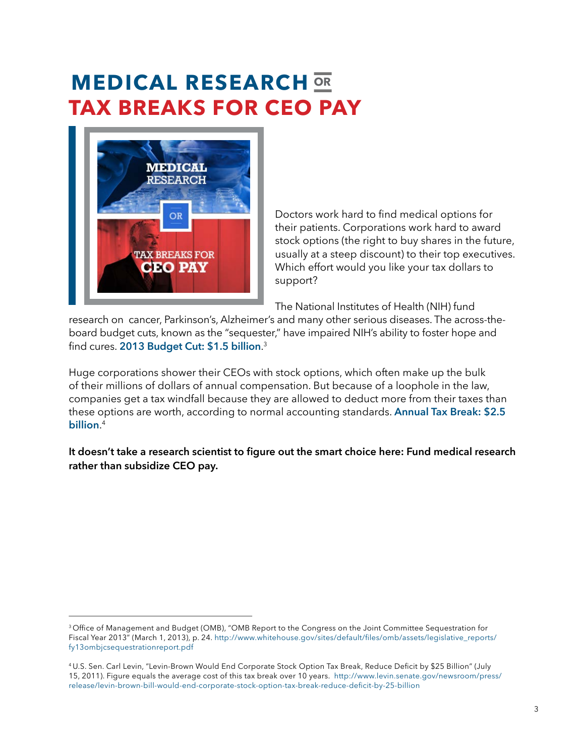# MEDICAL RESEARCH OR TAX BREAKS FOR CEO PAY

Doctors work hard to find medical options for their patients. Corporations work hard to award stock options (the right to buy shares in the future, usually at a steep discount) to their top executives. Which effort would you like your tax dollars to support?

The National Institutes of Health (NIH) fund research on cancer, Parkinson's, Alzheimer's and many other serious diseases. The across-the-board budget cuts, known as the "sequester," have impaired NIH's ability to foster hope and find cures. **2013 Budget Cut: $1.5 billion.**[3]

Huge corporations shower their CEOs with stock options, which often make up the bulk of their millions of dollars of annual compensation. But because of a loophole in the law, companies get a tax windfall because they are allowed to deduct more from their taxes than these options are worth, according to normal accounting standards. **Annual Tax Break: $2.5 billion.**[4]

**It doesn't take a research scientist to figure out the smart choice here: Fund medical research rather than subsidize CEO pay.**

---

[3] Office of Management and Budget (OMB), "OMB Report to the Congress on the Joint Committee Sequestration for Fiscal Year 2013" (March 1, 2013), p. 24. http://www.whitehouse.gov/sites/default/files/omb/assets/legislative_reports/fy13ombjcsequestrationreport.pdf

[4] U.S. Sen. Carl Levin, "Levin-Brown Would End Corporate Stock Option Tax Break, Reduce Deficit by $25 Billion" (July 15, 2011). Figure equals the average cost of this tax break over 10 years. http://www.levin.senate.gov/newsroom/press/release/levin-brown-bill-would-end-corporate-stock-option-tax-break-reduce-deficit-by-25-billion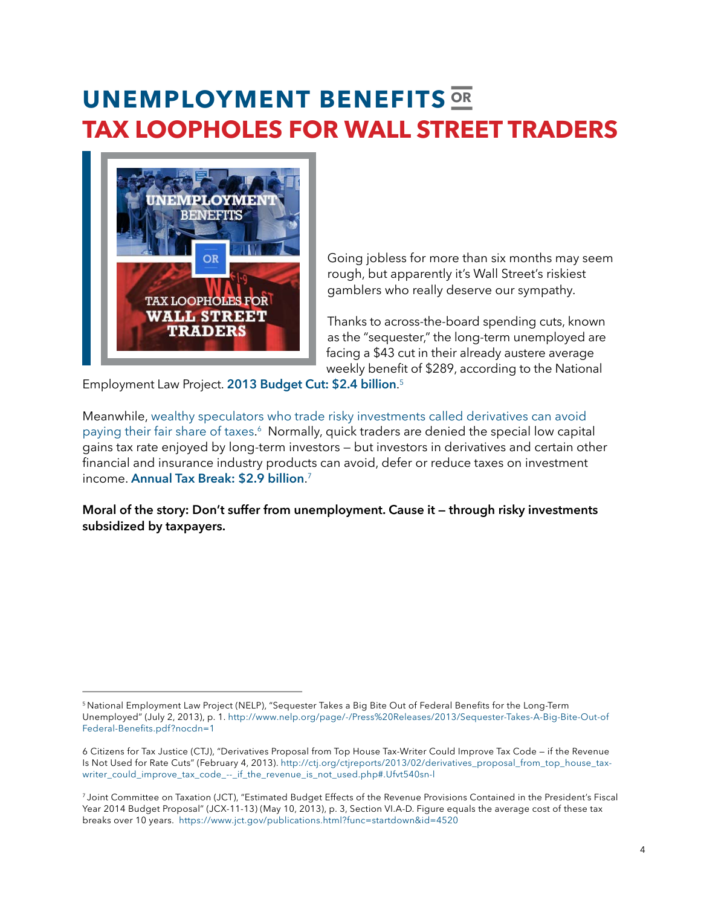# UNEMPLOYMENT BENEFITS OR TAX LOOPHOLES FOR WALL STREET TRADERS

Going jobless for more than six months may seem rough, but apparently it's Wall Street's riskiest gamblers who really deserve our sympathy.

Thanks to across-the-board spending cuts, known as the "sequester," the long-term unemployed are facing a $43 cut in their already austere average weekly benefit of $289, according to the National Employment Law Project. **2013 Budget Cut: $2.4 billion**.[5]

Meanwhile, wealthy speculators who trade risky investments called derivatives can avoid paying their fair share of taxes.[6] Normally, quick traders are denied the special low capital gains tax rate enjoyed by long-term investors — but investors in derivatives and certain other financial and insurance industry products can avoid, defer or reduce taxes on investment income. **Annual Tax Break: $2.9 billion**.[7]

**Moral of the story: Don't suffer from unemployment. Cause it — through risky investments subsidized by taxpayers.**

---

[5] National Employment Law Project (NELP), "Sequester Takes a Big Bite Out of Federal Benefits for the Long-Term Unemployed" (July 2, 2013), p. 1. http://www.nelp.org/page/-/Press%20Releases/2013/Sequester-Takes-A-Big-Bite-Out-of Federal-Benefits.pdf?nocdn=1

6 Citizens for Tax Justice (CTJ), "Derivatives Proposal from Top House Tax-Writer Could Improve Tax Code — if the Revenue Is Not Used for Rate Cuts" (February 4, 2013). http://ctj.org/ctjreports/2013/02/derivatives_proposal_from_top_house_tax-writer_could_improve_tax_code_--_if_the_revenue_is_not_used.php#.Ufvt540sn-l

[7] Joint Committee on Taxation (JCT), "Estimated Budget Effects of the Revenue Provisions Contained in the President's Fiscal Year 2014 Budget Proposal" (JCX-11-13) (May 10, 2013), p. 3, Section VI.A-D. Figure equals the average cost of these tax breaks over 10 years. https://www.jct.gov/publications.html?func=startdown&id=4520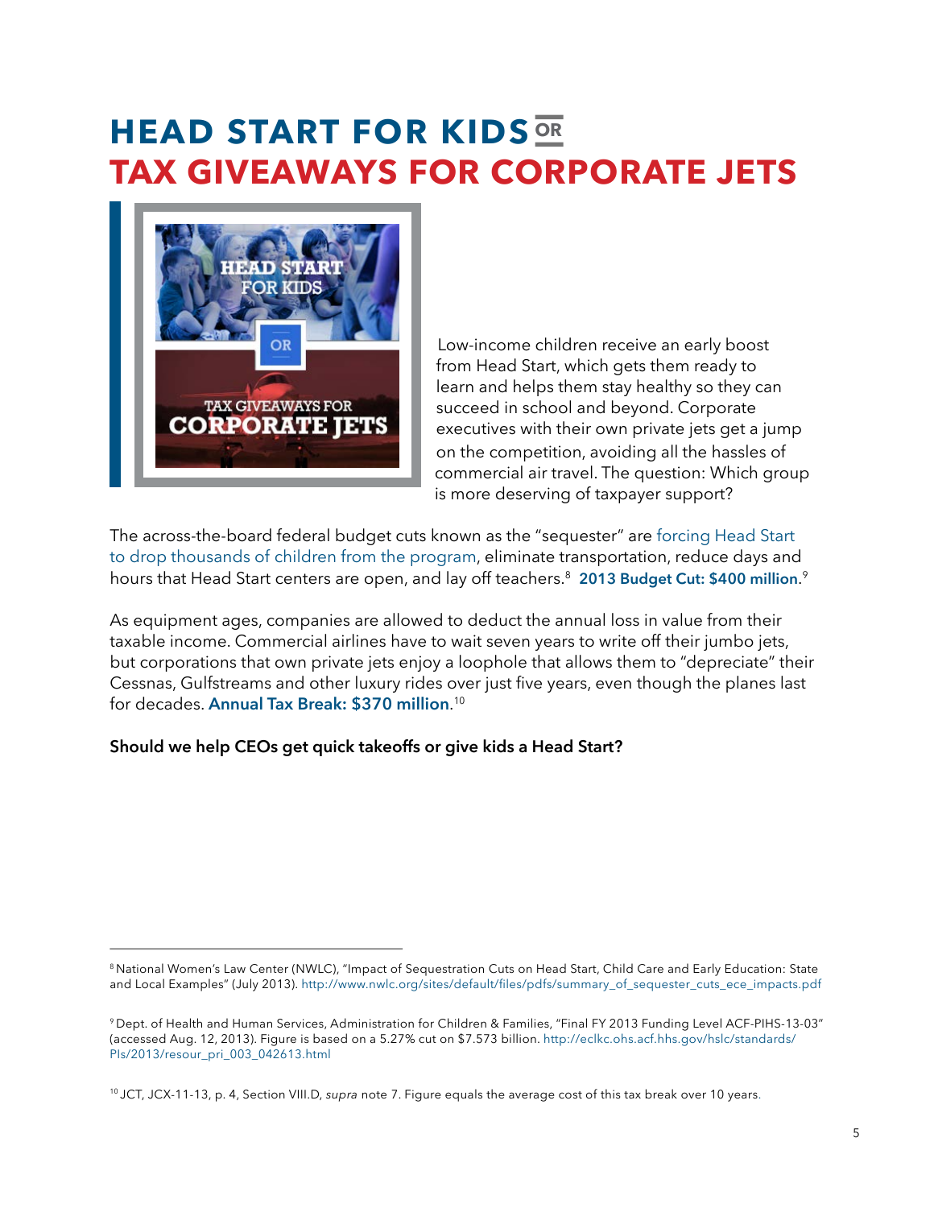# HEAD START FOR KIDS OR TAX GIVEAWAYS FOR CORPORATE JETS

Low-income children receive an early boost from Head Start, which gets them ready to learn and helps them stay healthy so they can succeed in school and beyond. Corporate executives with their own private jets get a jump on the competition, avoiding all the hassles of commercial air travel. The question: Which group is more deserving of taxpayer support?

The across-the-board federal budget cuts known as the "sequester" are forcing Head Start to drop thousands of children from the program, eliminate transportation, reduce days and hours that Head Start centers are open, and lay off teachers.[8] **2013 Budget Cut: $400 million.**[9]

As equipment ages, companies are allowed to deduct the annual loss in value from their taxable income. Commercial airlines have to wait seven years to write off their jumbo jets, but corporations that own private jets enjoy a loophole that allows them to "depreciate" their Cessnas, Gulfstreams and other luxury rides over just five years, even though the planes last for decades. **Annual Tax Break: $370 million.**[10]

**Should we help CEOs get quick takeoffs or give kids a Head Start?**

---

[8] National Women's Law Center (NWLC), "Impact of Sequestration Cuts on Head Start, Child Care and Early Education: State and Local Examples" (July 2013). http://www.nwlc.org/sites/default/files/pdfs/summary_of_sequester_cuts_ece_impacts.pdf

[9] Dept. of Health and Human Services, Administration for Children & Families, "Final FY 2013 Funding Level ACF-PIHS-13-03" (accessed Aug. 12, 2013). Figure is based on a 5.27% cut on $7.573 billion. http://eclkc.ohs.acf.hhs.gov/hslc/standards/PIs/2013/resour_pri_003_042613.html

[10] JCT, JCX-11-13, p. 4, Section VIII.D, *supra* note 7. Figure equals the average cost of this tax break over 10 years.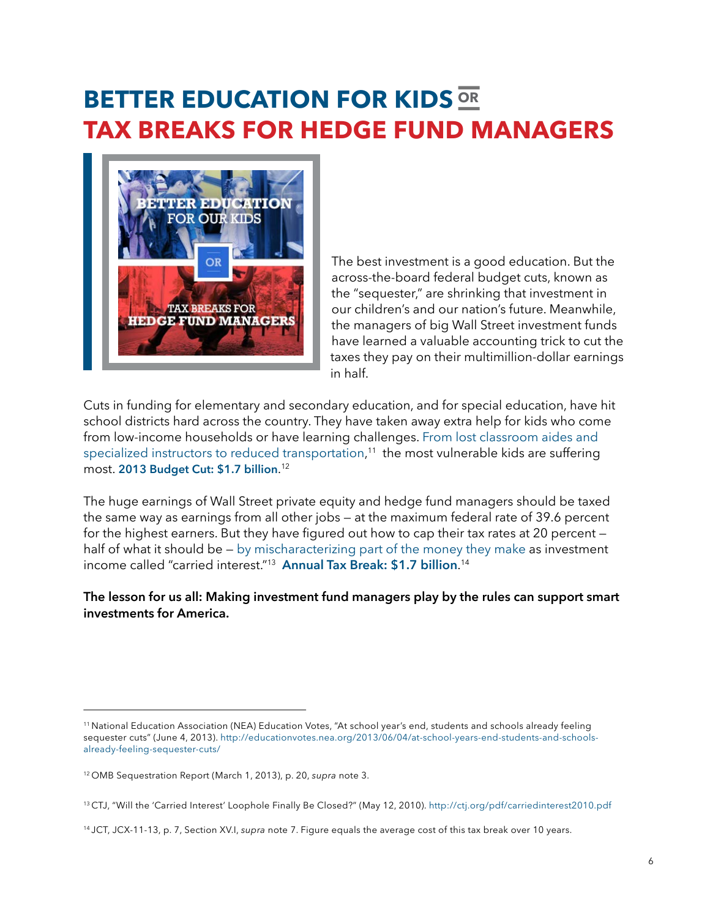# BETTER EDUCATION FOR KIDS OR TAX BREAKS FOR HEDGE FUND MANAGERS

The best investment is a good education. But the across-the-board federal budget cuts, known as the "sequester," are shrinking that investment in our children's and our nation's future. Meanwhile, the managers of big Wall Street investment funds have learned a valuable accounting trick to cut the taxes they pay on their multimillion-dollar earnings in half.

Cuts in funding for elementary and secondary education, and for special education, have hit school districts hard across the country. They have taken away extra help for kids who come from low-income households or have learning challenges. From lost classroom aides and specialized instructors to reduced transportation,[11] the most vulnerable kids are suffering most. **2013 Budget Cut: $1.7 billion**.[12]

The huge earnings of Wall Street private equity and hedge fund managers should be taxed the same way as earnings from all other jobs – at the maximum federal rate of 39.6 percent for the highest earners. But they have figured out how to cap their tax rates at 20 percent – half of what it should be – by mischaracterizing part of the money they make as investment income called "carried interest."[13] **Annual Tax Break: $1.7 billion**.[14]

**The lesson for us all: Making investment fund managers play by the rules can support smart investments for America.**

---

[11] National Education Association (NEA) Education Votes, "At school year's end, students and schools already feeling sequester cuts" (June 4, 2013). http://educationvotes.nea.org/2013/06/04/at-school-years-end-students-and-schools-already-feeling-sequester-cuts/

[12] OMB Sequestration Report (March 1, 2013), p. 20, *supra* note 3.

[13] CTJ, "Will the 'Carried Interest' Loophole Finally Be Closed?" (May 12, 2010). http://ctj.org/pdf/carriedinterest2010.pdf

[14] JCT, JCX-11-13, p. 7, Section XV.I, *supra* note 7. Figure equals the average cost of this tax break over 10 years.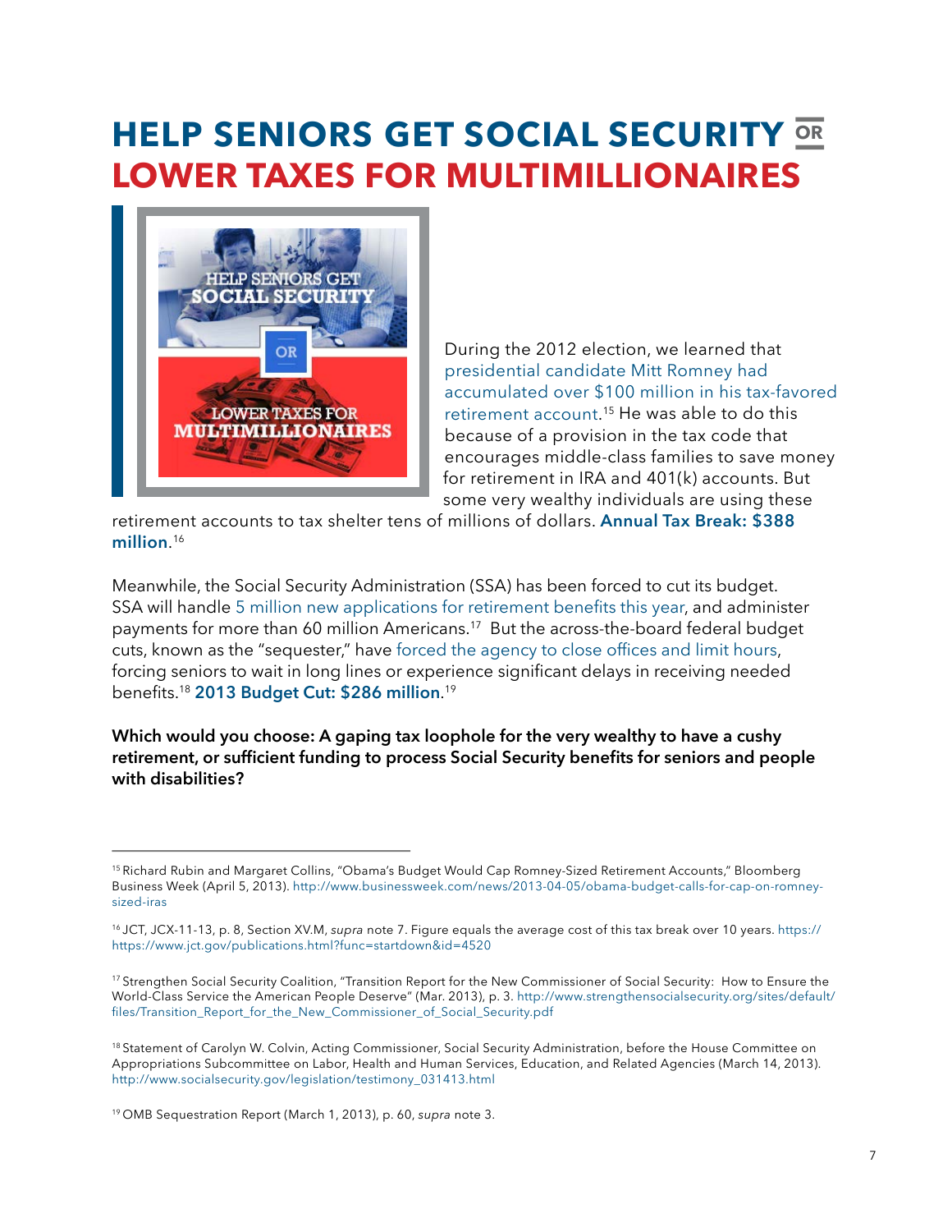# HELP SENIORS GET SOCIAL SECURITY OR LOWER TAXES FOR MULTIMILLIONAIRES

During the 2012 election, we learned that presidential candidate Mitt Romney had accumulated over $100 million in his tax-favored retirement account.[15] He was able to do this because of a provision in the tax code that encourages middle-class families to save money for retirement in IRA and 401(k) accounts. But some very wealthy individuals are using these retirement accounts to tax shelter tens of millions of dollars. **Annual Tax Break: $388 million**.[16]

Meanwhile, the Social Security Administration (SSA) has been forced to cut its budget. SSA will handle 5 million new applications for retirement benefits this year, and administer payments for more than 60 million Americans.[17] But the across-the-board federal budget cuts, known as the "sequester," have forced the agency to close offices and limit hours, forcing seniors to wait in long lines or experience significant delays in receiving needed benefits.[18] **2013 Budget Cut: $286 million**.[19]

**Which would you choose: A gaping tax loophole for the very wealthy to have a cushy retirement, or sufficient funding to process Social Security benefits for seniors and people with disabilities?**

---

[15] Richard Rubin and Margaret Collins, "Obama's Budget Would Cap Romney-Sized Retirement Accounts," Bloomberg Business Week (April 5, 2013). http://www.businessweek.com/news/2013-04-05/obama-budget-calls-for-cap-on-romney-sized-iras

[16] JCT, JCX-11-13, p. 8, Section XV.M, *supra* note 7. Figure equals the average cost of this tax break over 10 years. https://https://www.jct.gov/publications.html?func=startdown&id=4520

[17] Strengthen Social Security Coalition, "Transition Report for the New Commissioner of Social Security: How to Ensure the World-Class Service the American People Deserve" (Mar. 2013), p. 3. http://www.strengthensocialsecurity.org/sites/default/files/Transition_Report_for_the_New_Commissioner_of_Social_Security.pdf

[18] Statement of Carolyn W. Colvin, Acting Commissioner, Social Security Administration, before the House Committee on Appropriations Subcommittee on Labor, Health and Human Services, Education, and Related Agencies (March 14, 2013). http://www.socialsecurity.gov/legislation/testimony_031413.html

[19] OMB Sequestration Report (March 1, 2013), p. 60, *supra* note 3.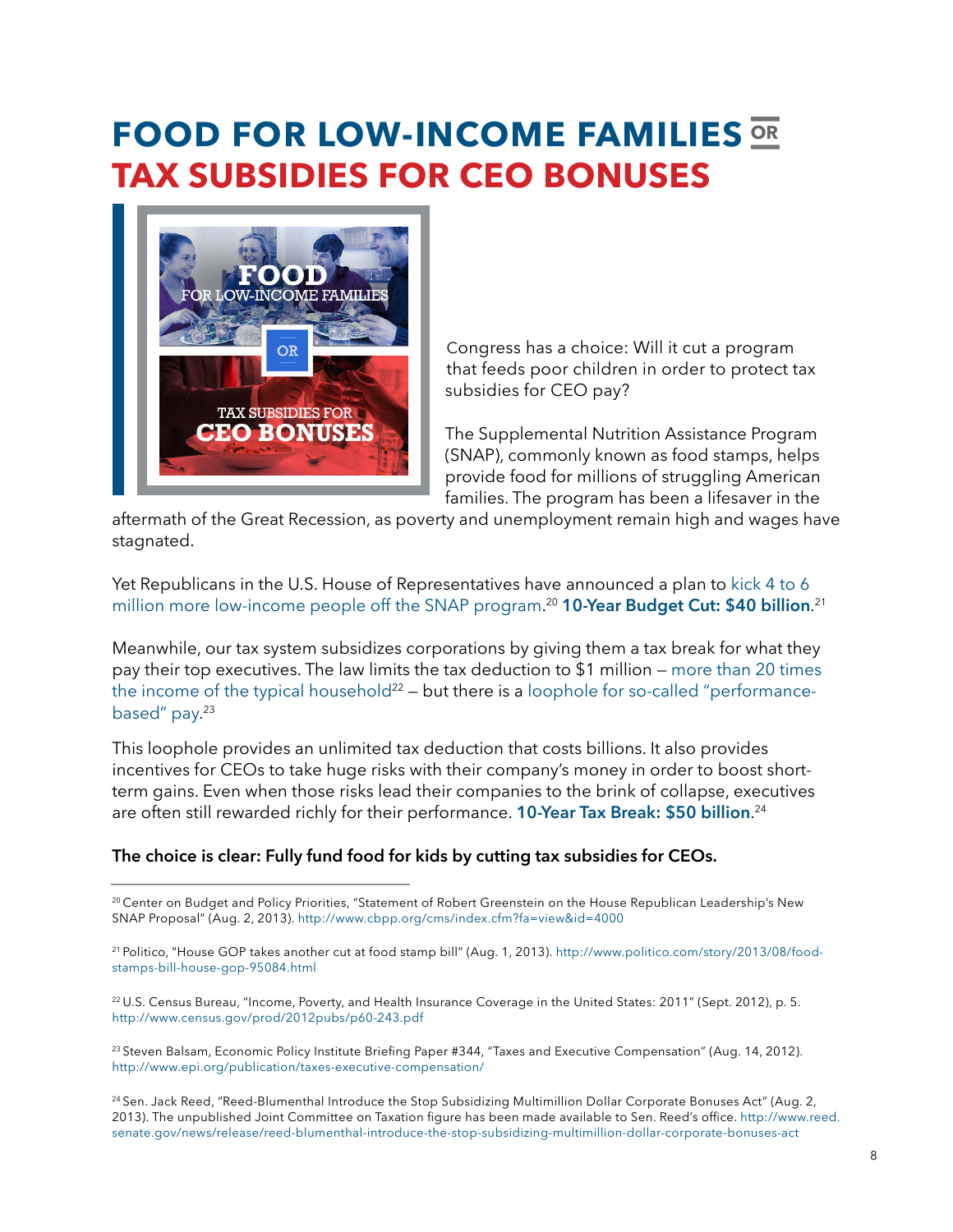# FOOD FOR LOW-INCOME FAMILIES OR TAX SUBSIDIES FOR CEO BONUSES

Congress has a choice: Will it cut a program that feeds poor children in order to protect tax subsidies for CEO pay?

The Supplemental Nutrition Assistance Program (SNAP), commonly known as food stamps, helps provide food for millions of struggling American families. The program has been a lifesaver in the aftermath of the Great Recession, as poverty and unemployment remain high and wages have stagnated.

Yet Republicans in the U.S. House of Representatives have announced a plan to kick 4 to 6 million more low-income people off the SNAP program.[20] **10-Year Budget Cut: $40 billion**.[21]

Meanwhile, our tax system subsidizes corporations by giving them a tax break for what they pay their top executives. The law limits the tax deduction to $1 million – more than 20 times the income of the typical household[22] – but there is a loophole for so-called "performance-based" pay.[23]

This loophole provides an unlimited tax deduction that costs billions. It also provides incentives for CEOs to take huge risks with their company's money in order to boost short-term gains. Even when those risks lead their companies to the brink of collapse, executives are often still rewarded richly for their performance. **10-Year Tax Break: $50 billion**.[24]

**The choice is clear: Fully fund food for kids by cutting tax subsidies for CEOs.**

---

[20] Center on Budget and Policy Priorities, "Statement of Robert Greenstein on the House Republican Leadership's New SNAP Proposal" (Aug. 2, 2013). http://www.cbpp.org/cms/index.cfm?fa=view&id=4000

[21] Politico, "House GOP takes another cut at food stamp bill" (Aug. 1, 2013). http://www.politico.com/story/2013/08/food-stamps-bill-house-gop-95084.html

[22] U.S. Census Bureau, "Income, Poverty, and Health Insurance Coverage in the United States: 2011" (Sept. 2012), p. 5. http://www.census.gov/prod/2012pubs/p60-243.pdf

[23] Steven Balsam, Economic Policy Institute Briefing Paper #344, "Taxes and Executive Compensation" (Aug. 14, 2012). http://www.epi.org/publication/taxes-executive-compensation/

[24] Sen. Jack Reed, "Reed-Blumenthal Introduce the Stop Subsidizing Multimillion Dollar Corporate Bonuses Act" (Aug. 2, 2013). The unpublished Joint Committee on Taxation figure has been made available to Sen. Reed's office. http://www.reed.senate.gov/news/release/reed-blumenthal-introduce-the-stop-subsidizing-multimillion-dollar-corporate-bonuses-act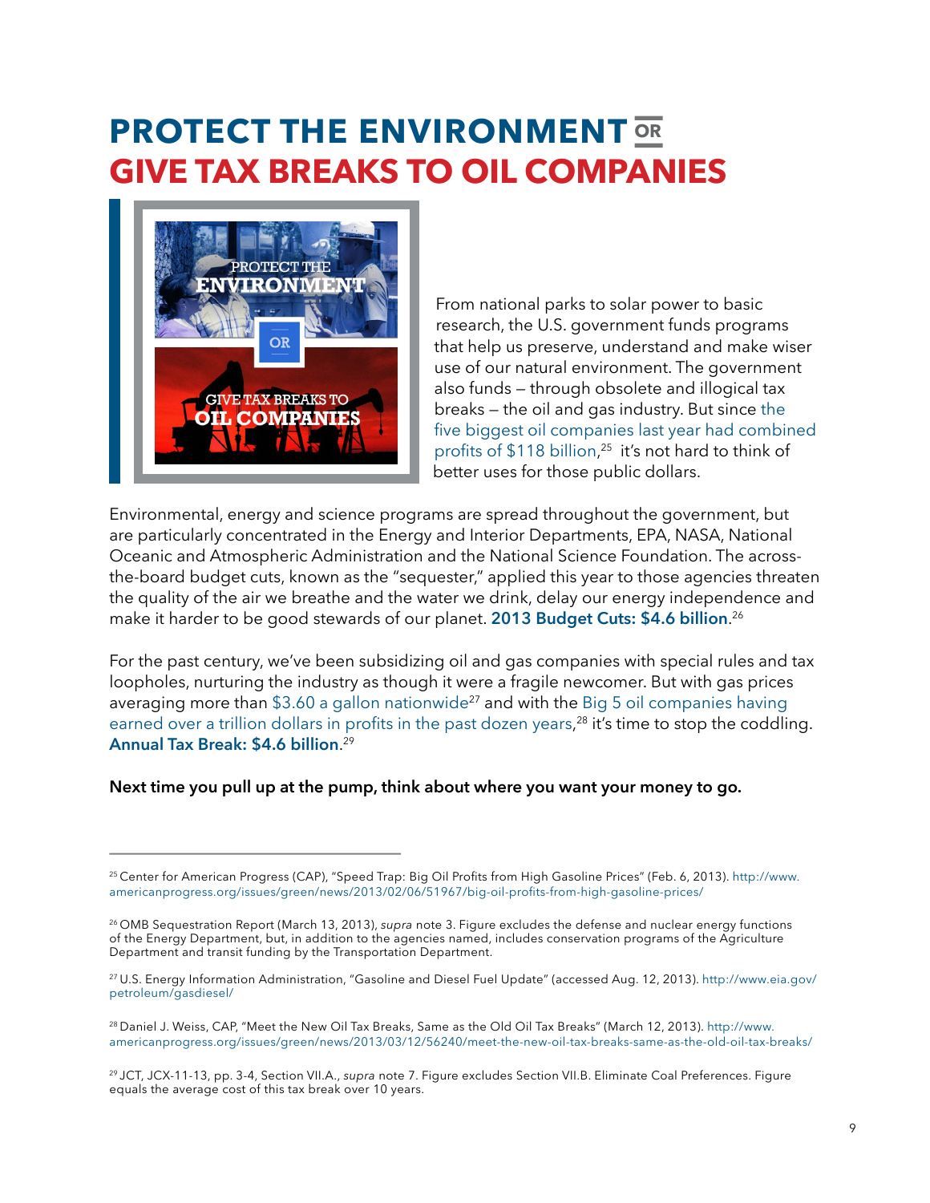# PROTECT THE ENVIRONMENT OR GIVE TAX BREAKS TO OIL COMPANIES

From national parks to solar power to basic research, the U.S. government funds programs that help us preserve, understand and make wiser use of our natural environment. The government also funds – through obsolete and illogical tax breaks – the oil and gas industry. But since the five biggest oil companies last year had combined profits of $118 billion,[25] it's not hard to think of better uses for those public dollars.

Environmental, energy and science programs are spread throughout the government, but are particularly concentrated in the Energy and Interior Departments, EPA, NASA, National Oceanic and Atmospheric Administration and the National Science Foundation. The across-the-board budget cuts, known as the "sequester," applied this year to those agencies threaten the quality of the air we breathe and the water we drink, delay our energy independence and make it harder to be good stewards of our planet. **2013 Budget Cuts: $4.6 billion**.[26]

For the past century, we've been subsidizing oil and gas companies with special rules and tax loopholes, nurturing the industry as though it were a fragile newcomer. But with gas prices averaging more than $3.60 a gallon nationwide[27] and with the Big 5 oil companies having earned over a trillion dollars in profits in the past dozen years,[28] it's time to stop the coddling. **Annual Tax Break: $4.6 billion**.[29]

**Next time you pull up at the pump, think about where you want your money to go.**

---

[25] Center for American Progress (CAP), "Speed Trap: Big Oil Profits from High Gasoline Prices" (Feb. 6, 2013). http://www.americanprogress.org/issues/green/news/2013/02/06/51967/big-oil-profits-from-high-gasoline-prices/

[26] OMB Sequestration Report (March 13, 2013), *supra* note 3. Figure excludes the defense and nuclear energy functions of the Energy Department, but, in addition to the agencies named, includes conservation programs of the Agriculture Department and transit funding by the Transportation Department.

[27] U.S. Energy Information Administration, "Gasoline and Diesel Fuel Update" (accessed Aug. 12, 2013). http://www.eia.gov/petroleum/gasdiesel/

[28] Daniel J. Weiss, CAP, "Meet the New Oil Tax Breaks, Same as the Old Oil Tax Breaks" (March 12, 2013). http://www.americanprogress.org/issues/green/news/2013/03/12/56240/meet-the-new-oil-tax-breaks-same-as-the-old-oil-tax-breaks/

[29] JCT, JCX-11-13, pp. 3-4, Section VII.A., *supra* note 7. Figure excludes Section VII.B. Eliminate Coal Preferences. Figure equals the average cost of this tax break over 10 years.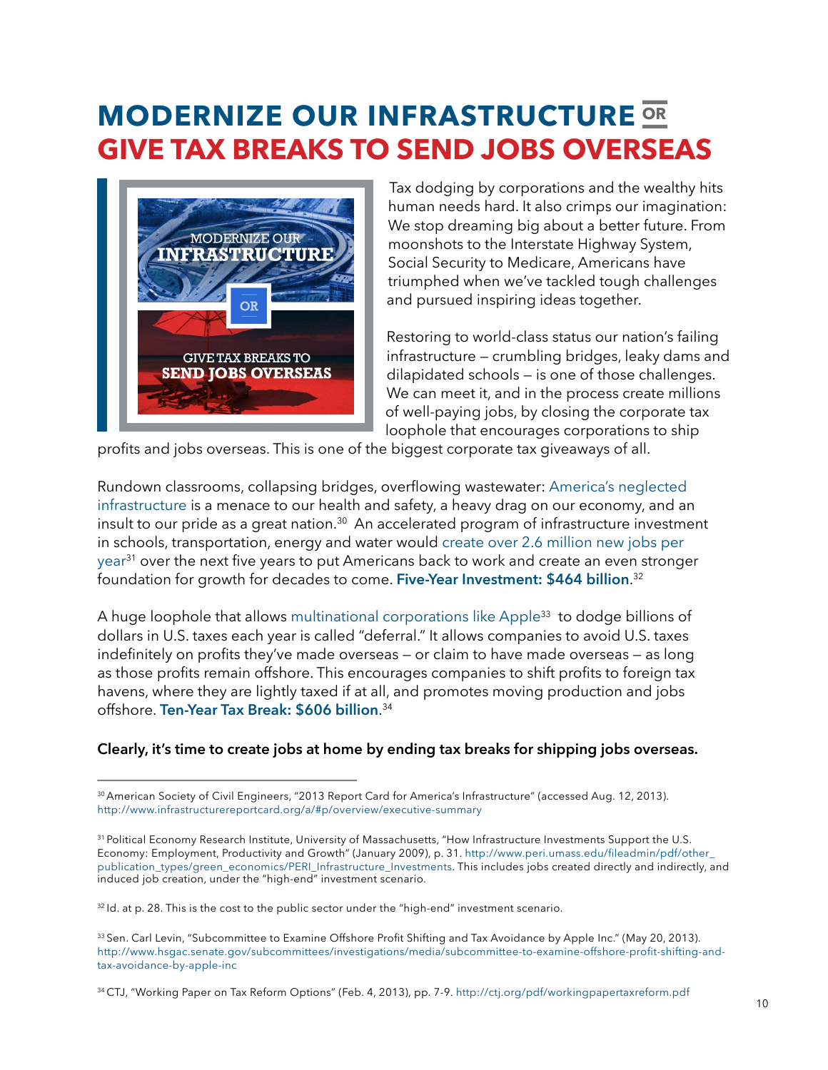# MODERNIZE OUR INFRASTRUCTURE OR GIVE TAX BREAKS TO SEND JOBS OVERSEAS

Tax dodging by corporations and the wealthy hits human needs hard. It also crimps our imagination: We stop dreaming big about a better future. From moonshots to the Interstate Highway System, Social Security to Medicare, Americans have triumphed when we've tackled tough challenges and pursued inspiring ideas together.

Restoring to world-class status our nation's failing infrastructure – crumbling bridges, leaky dams and dilapidated schools – is one of those challenges. We can meet it, and in the process create millions of well-paying jobs, by closing the corporate tax loophole that encourages corporations to ship profits and jobs overseas. This is one of the biggest corporate tax giveaways of all.

Rundown classrooms, collapsing bridges, overflowing wastewater: America's neglected infrastructure is a menace to our health and safety, a heavy drag on our economy, and an insult to our pride as a great nation.[30] An accelerated program of infrastructure investment in schools, transportation, energy and water would create over 2.6 million new jobs per year[31] over the next five years to put Americans back to work and create an even stronger foundation for growth for decades to come. **Five-Year Investment: $464 billion**.[32]

A huge loophole that allows multinational corporations like Apple[33] to dodge billions of dollars in U.S. taxes each year is called "deferral." It allows companies to avoid U.S. taxes indefinitely on profits they've made overseas – or claim to have made overseas – as long as those profits remain offshore. This encourages companies to shift profits to foreign tax havens, where they are lightly taxed if at all, and promotes moving production and jobs offshore. **Ten-Year Tax Break: $606 billion**.[34]

**Clearly, it's time to create jobs at home by ending tax breaks for shipping jobs overseas.**

---

[30] American Society of Civil Engineers, "2013 Report Card for America's Infrastructure" (accessed Aug. 12, 2013). http://www.infrastructurereportcard.org/a/#p/overview/executive-summary

[31] Political Economy Research Institute, University of Massachusetts, "How Infrastructure Investments Support the U.S. Economy: Employment, Productivity and Growth" (January 2009), p. 31. http://www.peri.umass.edu/fileadmin/pdf/other_publication_types/green_economics/PERI_Infrastructure_Investments. This includes jobs created directly and indirectly, and induced job creation, under the "high-end" investment scenario.

[32] Id. at p. 28. This is the cost to the public sector under the "high-end" investment scenario.

[33] Sen. Carl Levin, "Subcommittee to Examine Offshore Profit Shifting and Tax Avoidance by Apple Inc." (May 20, 2013). http://www.hsgac.senate.gov/subcommittees/investigations/media/subcommittee-to-examine-offshore-profit-shifting-and-tax-avoidance-by-apple-inc

[34] CTJ, "Working Paper on Tax Reform Options" (Feb. 4, 2013), pp. 7-9. http://ctj.org/pdf/workingpapertaxreform.pdf